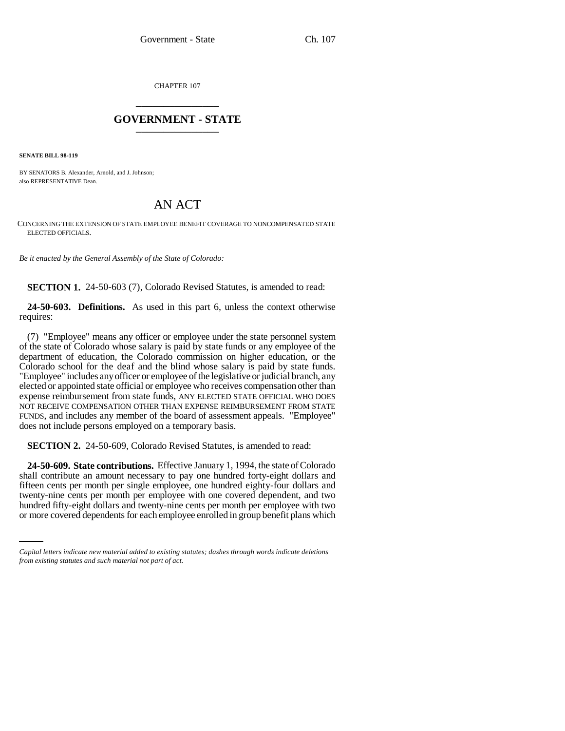CHAPTER 107

# GOVERNMENT - STATE

**SENATE BILL 98-119**

BY SENATORS B. Alexander, Arnold, and J. Johnson;
also REPRESENTATIVE Dean.

# AN ACT

CONCERNING THE EXTENSION OF STATE EMPLOYEE BENEFIT COVERAGE TO NONCOMPENSATED STATE ELECTED OFFICIALS.

*Be it enacted by the General Assembly of the State of Colorado:*

**SECTION 1.** 24-50-603 (7), Colorado Revised Statutes, is amended to read:

**24-50-603. Definitions.** As used in this part 6, unless the context otherwise requires:

(7) "Employee" means any officer or employee under the state personnel system of the state of Colorado whose salary is paid by state funds or any employee of the department of education, the Colorado commission on higher education, or the Colorado school for the deaf and the blind whose salary is paid by state funds. "Employee" includes any officer or employee of the legislative or judicial branch, any elected or appointed state official or employee who receives compensation other than expense reimbursement from state funds, ANY ELECTED STATE OFFICIAL WHO DOES NOT RECEIVE COMPENSATION OTHER THAN EXPENSE REIMBURSEMENT FROM STATE FUNDS, and includes any member of the board of assessment appeals. "Employee" does not include persons employed on a temporary basis.

**SECTION 2.** 24-50-609, Colorado Revised Statutes, is amended to read:

**24-50-609. State contributions.** Effective January 1, 1994, the state of Colorado shall contribute an amount necessary to pay one hundred forty-eight dollars and fifteen cents per month per single employee, one hundred eighty-four dollars and twenty-nine cents per month per employee with one covered dependent, and two hundred fifty-eight dollars and twenty-nine cents per month per employee with two or more covered dependents for each employee enrolled in group benefit plans which

*Capital letters indicate new material added to existing statutes; dashes through words indicate deletions from existing statutes and such material not part of act.*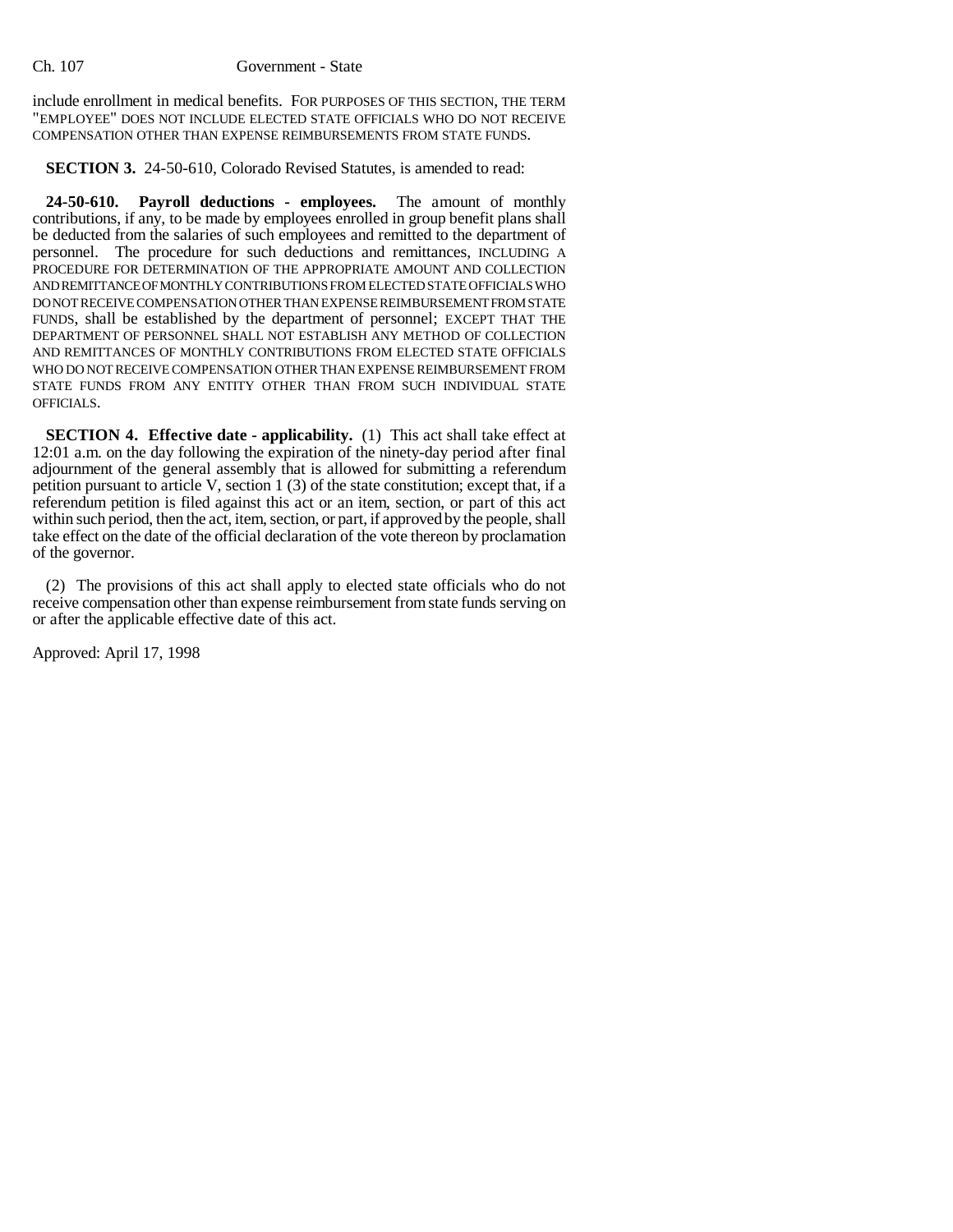include enrollment in medical benefits. FOR PURPOSES OF THIS SECTION, THE TERM "EMPLOYEE" DOES NOT INCLUDE ELECTED STATE OFFICIALS WHO DO NOT RECEIVE COMPENSATION OTHER THAN EXPENSE REIMBURSEMENTS FROM STATE FUNDS.

**SECTION 3.** 24-50-610, Colorado Revised Statutes, is amended to read:

**24-50-610. Payroll deductions - employees.** The amount of monthly contributions, if any, to be made by employees enrolled in group benefit plans shall be deducted from the salaries of such employees and remitted to the department of personnel. The procedure for such deductions and remittances, INCLUDING A PROCEDURE FOR DETERMINATION OF THE APPROPRIATE AMOUNT AND COLLECTION AND REMITTANCE OF MONTHLY CONTRIBUTIONS FROM ELECTED STATE OFFICIALS WHO DO NOT RECEIVE COMPENSATION OTHER THAN EXPENSE REIMBURSEMENT FROM STATE FUNDS, shall be established by the department of personnel; EXCEPT THAT THE DEPARTMENT OF PERSONNEL SHALL NOT ESTABLISH ANY METHOD OF COLLECTION AND REMITTANCES OF MONTHLY CONTRIBUTIONS FROM ELECTED STATE OFFICIALS WHO DO NOT RECEIVE COMPENSATION OTHER THAN EXPENSE REIMBURSEMENT FROM STATE FUNDS FROM ANY ENTITY OTHER THAN FROM SUCH INDIVIDUAL STATE OFFICIALS.

**SECTION 4. Effective date - applicability.** (1) This act shall take effect at 12:01 a.m. on the day following the expiration of the ninety-day period after final adjournment of the general assembly that is allowed for submitting a referendum petition pursuant to article V, section 1 (3) of the state constitution; except that, if a referendum petition is filed against this act or an item, section, or part of this act within such period, then the act, item, section, or part, if approved by the people, shall take effect on the date of the official declaration of the vote thereon by proclamation of the governor.

(2) The provisions of this act shall apply to elected state officials who do not receive compensation other than expense reimbursement from state funds serving on or after the applicable effective date of this act.

Approved: April 17, 1998